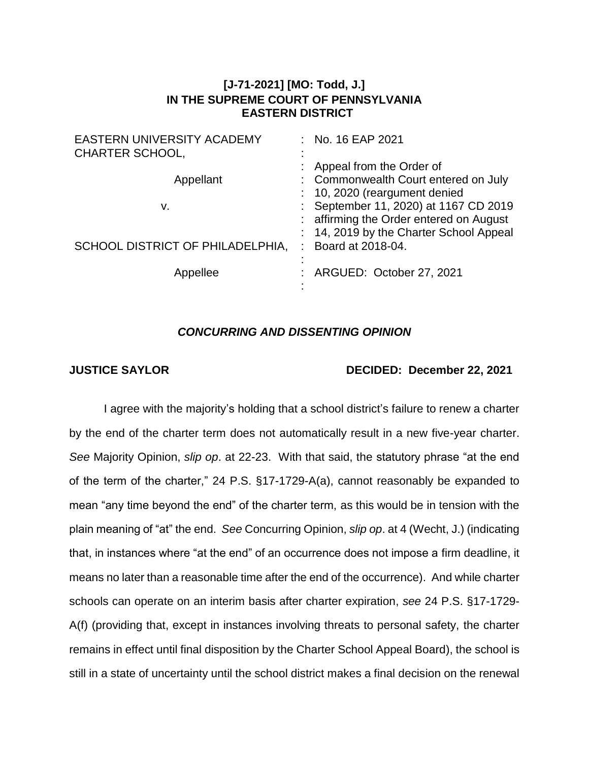**[J-71-2021] [MO: Todd, J.]**
**IN THE SUPREME COURT OF PENNSYLVANIA**
**EASTERN DISTRICT**

| | |
|---|---|
| EASTERN UNIVERSITY ACADEMY CHARTER SCHOOL, | : No. 16 EAP 2021 |
| Appellant | : Appeal from the Order of Commonwealth Court entered on July 10, 2020 (reargument denied September 11, 2020) at 1167 CD 2019 affirming the Order entered on August 14, 2019 by the Charter School Appeal Board at 2018-04. |
| v. | |
| SCHOOL DISTRICT OF PHILADELPHIA, | |
| Appellee | : ARGUED: October 27, 2021 |

***CONCURRING AND DISSENTING OPINION***

**JUSTICE SAYLOR** **DECIDED: December 22, 2021**

I agree with the majority's holding that a school district's failure to renew a charter by the end of the charter term does not automatically result in a new five-year charter. *See* Majority Opinion, *slip op*. at 22-23. With that said, the statutory phrase "at the end of the term of the charter," 24 P.S. §17-1729-A(a), cannot reasonably be expanded to mean "any time beyond the end" of the charter term, as this would be in tension with the plain meaning of "at" the end. *See* Concurring Opinion, *slip op*. at 4 (Wecht, J.) (indicating that, in instances where "at the end" of an occurrence does not impose a firm deadline, it means no later than a reasonable time after the end of the occurrence). And while charter schools can operate on an interim basis after charter expiration, *see* 24 P.S. §17-1729-A(f) (providing that, except in instances involving threats to personal safety, the charter remains in effect until final disposition by the Charter School Appeal Board), the school is still in a state of uncertainty until the school district makes a final decision on the renewal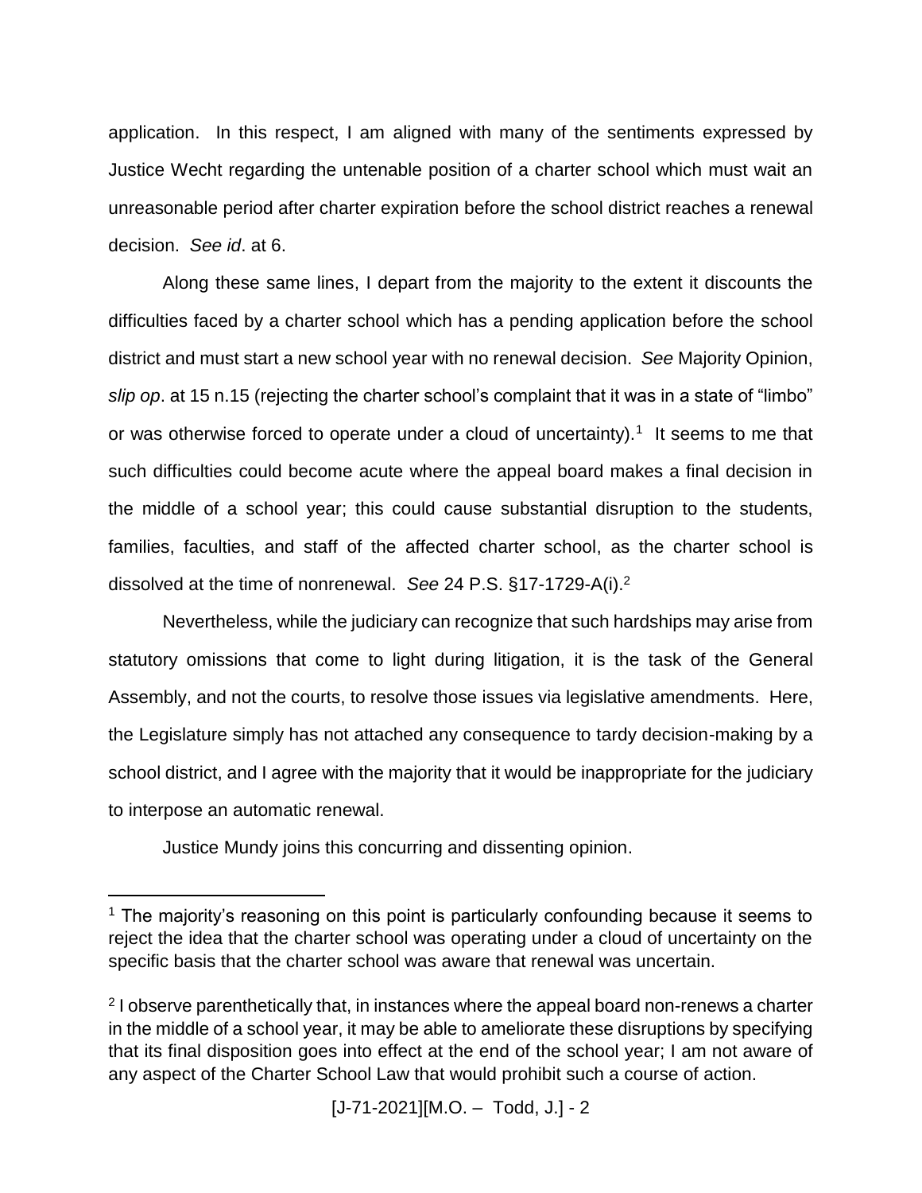application. In this respect, I am aligned with many of the sentiments expressed by Justice Wecht regarding the untenable position of a charter school which must wait an unreasonable period after charter expiration before the school district reaches a renewal decision. *See id*. at 6.

Along these same lines, I depart from the majority to the extent it discounts the difficulties faced by a charter school which has a pending application before the school district and must start a new school year with no renewal decision. *See* Majority Opinion, *slip op*. at 15 n.15 (rejecting the charter school's complaint that it was in a state of "limbo" or was otherwise forced to operate under a cloud of uncertainty).[1] It seems to me that such difficulties could become acute where the appeal board makes a final decision in the middle of a school year; this could cause substantial disruption to the students, families, faculties, and staff of the affected charter school, as the charter school is dissolved at the time of nonrenewal. *See* 24 P.S. §17-1729-A(i).[2]

Nevertheless, while the judiciary can recognize that such hardships may arise from statutory omissions that come to light during litigation, it is the task of the General Assembly, and not the courts, to resolve those issues via legislative amendments. Here, the Legislature simply has not attached any consequence to tardy decision-making by a school district, and I agree with the majority that it would be inappropriate for the judiciary to interpose an automatic renewal.

Justice Mundy joins this concurring and dissenting opinion.

---

[1] The majority's reasoning on this point is particularly confounding because it seems to reject the idea that the charter school was operating under a cloud of uncertainty on the specific basis that the charter school was aware that renewal was uncertain.

[2] I observe parenthetically that, in instances where the appeal board non-renews a charter in the middle of a school year, it may be able to ameliorate these disruptions by specifying that its final disposition goes into effect at the end of the school year; I am not aware of any aspect of the Charter School Law that would prohibit such a course of action.